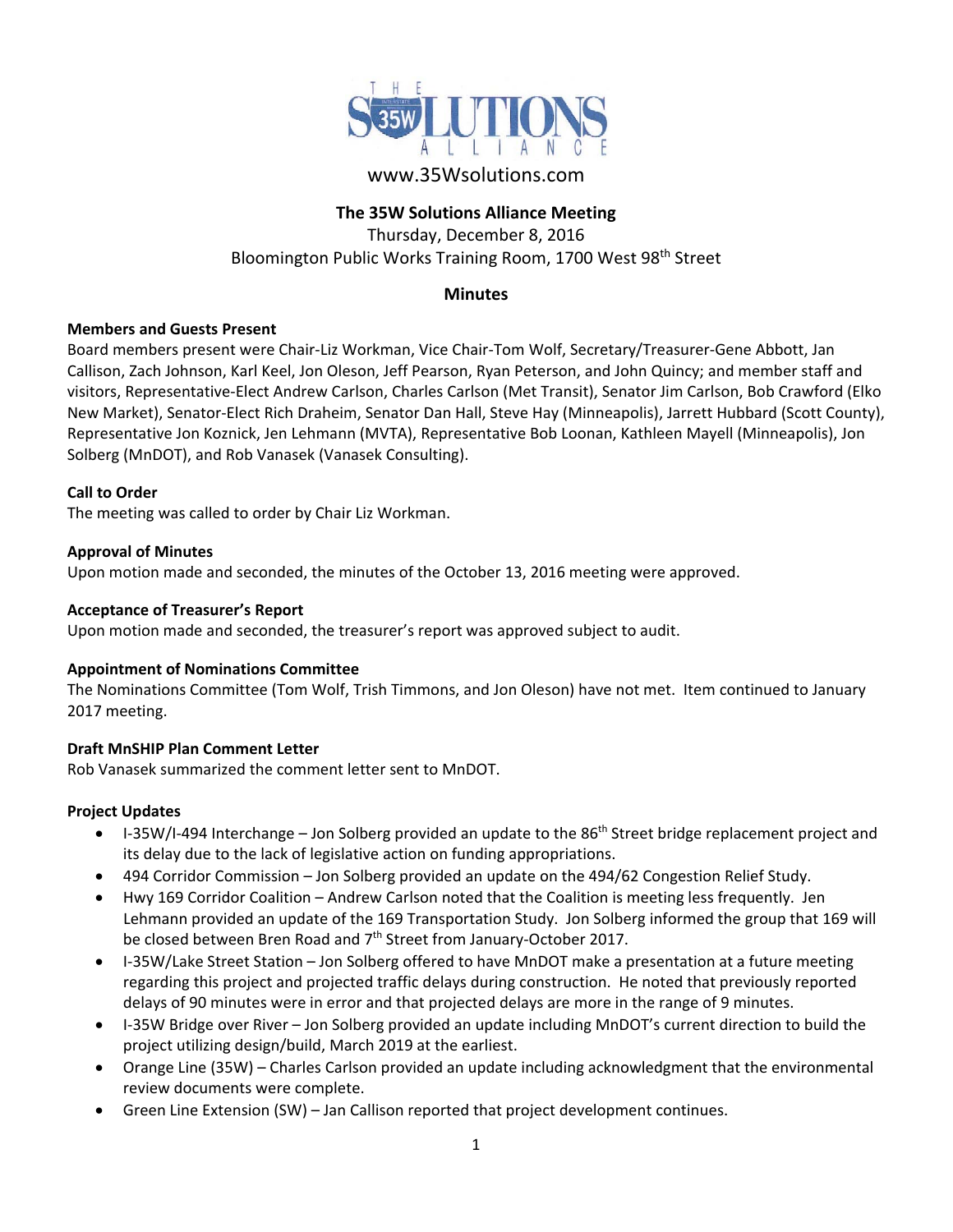THE 35W SOLUTIONS ALLIANCE

www.35Wsolutions.com

**The 35W Solutions Alliance Meeting**

Thursday, December 8, 2016

Bloomington Public Works Training Room, 1700 West 98th Street

**Minutes**

**Members and Guests Present**

Board members present were Chair-Liz Workman, Vice Chair-Tom Wolf, Secretary/Treasurer-Gene Abbott, Jan Callison, Zach Johnson, Karl Keel, Jon Oleson, Jeff Pearson, Ryan Peterson, and John Quincy; and member staff and visitors, Representative-Elect Andrew Carlson, Charles Carlson (Met Transit), Senator Jim Carlson, Bob Crawford (Elko New Market), Senator-Elect Rich Draheim, Senator Dan Hall, Steve Hay (Minneapolis), Jarrett Hubbard (Scott County), Representative Jon Koznick, Jen Lehmann (MVTA), Representative Bob Loonan, Kathleen Mayell (Minneapolis), Jon Solberg (MnDOT), and Rob Vanasek (Vanasek Consulting).

**Call to Order**

The meeting was called to order by Chair Liz Workman.

**Approval of Minutes**

Upon motion made and seconded, the minutes of the October 13, 2016 meeting were approved.

**Acceptance of Treasurer's Report**

Upon motion made and seconded, the treasurer's report was approved subject to audit.

**Appointment of Nominations Committee**

The Nominations Committee (Tom Wolf, Trish Timmons, and Jon Oleson) have not met. Item continued to January 2017 meeting.

**Draft MnSHIP Plan Comment Letter**

Rob Vanasek summarized the comment letter sent to MnDOT.

**Project Updates**

- I-35W/I-494 Interchange – Jon Solberg provided an update to the 86th Street bridge replacement project and its delay due to the lack of legislative action on funding appropriations.
- 494 Corridor Commission – Jon Solberg provided an update on the 494/62 Congestion Relief Study.
- Hwy 169 Corridor Coalition – Andrew Carlson noted that the Coalition is meeting less frequently. Jen Lehmann provided an update of the 169 Transportation Study. Jon Solberg informed the group that 169 will be closed between Bren Road and 7th Street from January-October 2017.
- I-35W/Lake Street Station – Jon Solberg offered to have MnDOT make a presentation at a future meeting regarding this project and projected traffic delays during construction. He noted that previously reported delays of 90 minutes were in error and that projected delays are more in the range of 9 minutes.
- I-35W Bridge over River – Jon Solberg provided an update including MnDOT's current direction to build the project utilizing design/build, March 2019 at the earliest.
- Orange Line (35W) – Charles Carlson provided an update including acknowledgment that the environmental review documents were complete.
- Green Line Extension (SW) – Jan Callison reported that project development continues.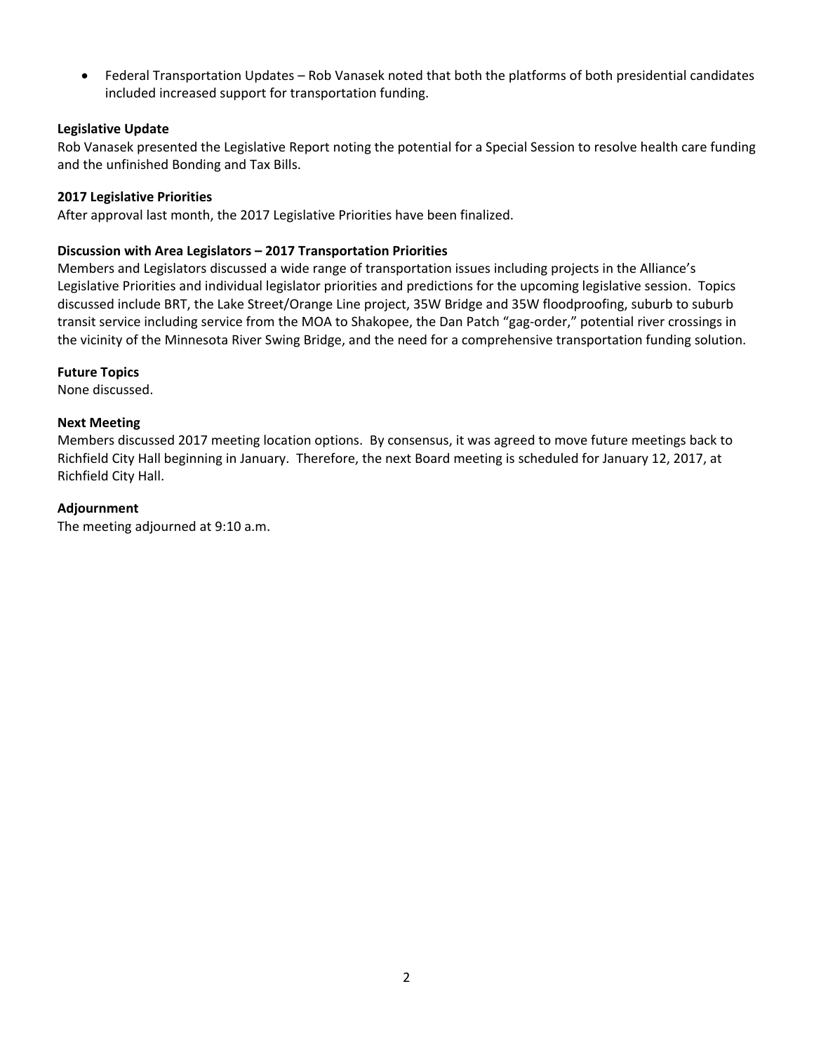- Federal Transportation Updates – Rob Vanasek noted that both the platforms of both presidential candidates included increased support for transportation funding.

**Legislative Update**

Rob Vanasek presented the Legislative Report noting the potential for a Special Session to resolve health care funding and the unfinished Bonding and Tax Bills.

**2017 Legislative Priorities**

After approval last month, the 2017 Legislative Priorities have been finalized.

**Discussion with Area Legislators – 2017 Transportation Priorities**

Members and Legislators discussed a wide range of transportation issues including projects in the Alliance's Legislative Priorities and individual legislator priorities and predictions for the upcoming legislative session. Topics discussed include BRT, the Lake Street/Orange Line project, 35W Bridge and 35W floodproofing, suburb to suburb transit service including service from the MOA to Shakopee, the Dan Patch "gag-order," potential river crossings in the vicinity of the Minnesota River Swing Bridge, and the need for a comprehensive transportation funding solution.

**Future Topics**

None discussed.

**Next Meeting**

Members discussed 2017 meeting location options. By consensus, it was agreed to move future meetings back to Richfield City Hall beginning in January. Therefore, the next Board meeting is scheduled for January 12, 2017, at Richfield City Hall.

**Adjournment**

The meeting adjourned at 9:10 a.m.